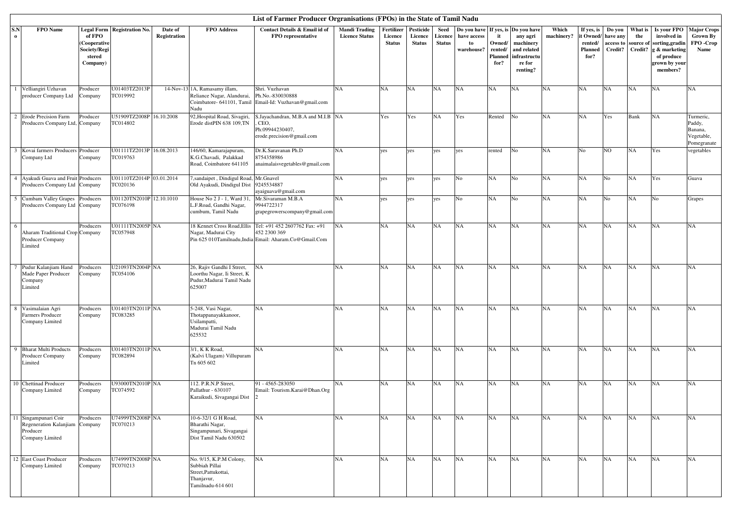# List of Farmer Producer Orgranisations (FPOs) in the State of Tamil Nadu

| S.No | FPO Name | Legal Form of FPO (Cooperative Society/Registered Company) | Registration No. | Date of Registration | FPO Address | Contact Details & Email id of FPO representative | Mandi Trading Licence Status | Fertilizer Licence Status | Pesticide Licence Status | Seed Licence Status | Do you have have access to warehouse? | If yes, is it Owned/ rented/ Planned for? | Do you have any agri machinery and related infrastructure for renting? | Which machinery? | If yes, is it Owned/ rented/ Planned for? | Do you have any access to Credit? | What is the source of Credit? | Is your FPO involved in sorting,grading & marketing of produce grown by your members? | Major Crops Grown By FPO -Crop Name |
|---|---|---|---|---|---|---|---|---|---|---|---|---|---|---|---|---|---|---|---|
| 1 | Velliangiri Uzhavan producer Company Ltd | Producer Company | U01403TZ2013PTC019992 | 14-Nov-13 | 1A, Ramasamy illam, Reliance Nagar, Alandurai, Coimbatore- 641101, Tamil Nadu | Shri. Vuzhavan Ph.No.-830030888 Email-Id: Vuzhavan@gmail.com | NA | NA | NA | NA | NA | NA | NA | NA | NA | NA | NA | NA | NA |
| 2 | Erode Precision Farm Producers Company Ltd, | Producer Company | U51909TZ2008PTC014802 | 16.10.2008 | 92,Hospital Road, Sivagiri, Erode distPIN 638 109,TN | S.Jayachandran, M.B.A and M.I.B , CEO, Ph:09944230407, erode.precision@gmail.com | NA | Yes | Yes | NA | Yes | Rented | No | NA | NA | Yes | Bank | NA | Turmeric, Paddy, Banana, Vegetable, Pomegranate |
| 3 | Kovai farmers Producers Company Ltd | Producer Company | U01111TZ2013PTC019763 | 16.08.2013 | 146/60, Kamarajapuram, K.G.Chavadi, Palakkad Road, Coimbatore 641105 | Dr.K.Saravanan Ph.D 8754358986 anaimalaisvegetables@gmail.com | NA | yes | yes | yes | yes | rented | No | NA | No | NO | NA | Yes | vegetables |
| 4 | Ayakudi Guava and Fruit Producers Company Ltd | Producers Company | U01110TZ2014PTC020136 | 03.01.2014 | 7,sandaipet , Dindigul Road, Old Ayakudi, Dindigul Dist | Mr.Gnavel 9245534887 ayaiguava@gmail.com | NA | yes | yes | yes | No | NA | No | NA | NA | No | NA | Yes | Guava |
| 5 | Cumbam Valley Grapes Producers Company Ltd | Producers Company | U01120TN2010PTC076198 | 12.10.1010 | House No 2 J - 1, Ward 31, L.F.Road, Gandhi Nagar, cumbum, Tamil Nadu | Mr.Sivaraman M.B.A 9944722317 grapegrowerscompany@gmail.com | NA | yes | yes | yes | No | NA | No | NA | NA | No | NA | No | Grapes |
| 6 | Aharam Traditional Crop Producer Company Limited | Producers Company | U01111TN2005PTC057948 | NA | 18 Kennet Cross Road,Ellis Nagar, Madurai City Pin 625 010Tamilnadu,India | Tel: +91 452 2607762 Fax: +91 452 2300 369 Email: Aharam.Co@Gmail.Com | NA | NA | NA | NA | NA | NA | NA | NA | NA | NA | NA | NA | NA |
| 7 | Pudur Kalanjiam Hand Made Paper Producer Company Limited | Producers Company | U21093TN2004PTC054106 | NA | 26, Rajiv Gandhi I Street, Loorthu Nagar, Ii Street, K Pudur,Madurai Tamil Nadu 625007 | NA | NA | NA | NA | NA | NA | NA | NA | NA | NA | NA | NA | NA | NA |
| 8 | Vasimalaian Agri Farmers Producer Company Limited | Producers Company | U01403TN2011PTC083285 | NA | 5-248, Vasi Nagar, Thotappanayakkanoor, Usilampatti, Madurai Tamil Nadu 625532 | NA | NA | NA | NA | NA | NA | NA | NA | NA | NA | NA | NA | NA | NA |
| 9 | Bharat Multi Products Producer Company Limited | Producers Company | U01403TN2011PTC082894 | NA | 3/1, K K Road, (Kalvi Ulagam) Villupuram Tn 605 602 | NA | NA | NA | NA | NA | NA | NA | NA | NA | NA | NA | NA | NA | NA |
| 10 | Chettinad Producer Company Limited | Producers Company | U93000TN2010PTC074592 | NA | 112. P.R.N.P Street, Pallathur - 630107 Karaikudi, Sivagangai Dist | 91 - 4565-283050 Email: Tourism.Karai@Dhan.Org 2 | NA | NA | NA | NA | NA | NA | NA | NA | NA | NA | NA | NA | NA |
| 11 | Singampunari Coir Regeneration Kalanjiam Producer Company Limited | Producers Company | U74999TN2008PTC070213 | NA | 10-6-32/1 G H Road, Bharathi Nagar, Singampunari, Sivagangai Dist Tamil Nadu 630502 | NA | NA | NA | NA | NA | NA | NA | NA | NA | NA | NA | NA | NA | NA |
| 12 | East Coast Producer Company Limited | Producers Company | U74999TN2008PTC070213 | NA | No. 9/15, K.P.M Colony, Subbiah Pillai Street,Pattukottai, Thanjavur, Tamilnadu-614 601 | NA | NA | NA | NA | NA | NA | NA | NA | NA | NA | NA | NA | NA | NA |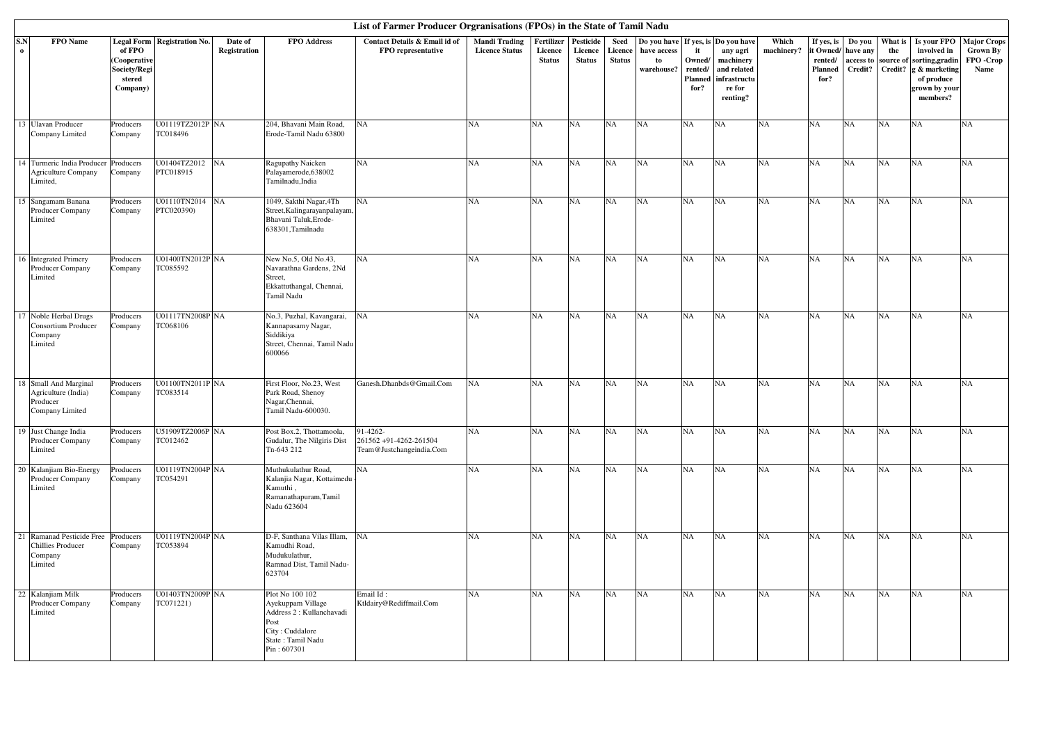# List of Farmer Producer Orgranisations (FPOs) in the State of Tamil Nadu

| S.No | FPO Name | Legal Form of FPO (Cooperative Society/Registered Company) | Registration No. | Date of Registration | FPO Address | Contact Details & Email id of FPO representative | Mandi Trading Licence Status | Fertilizer Licence Status | Pesticide Licence Status | Seed Licence Status | Do you have have access to warehouse? | If yes, is it Owned/ rented/ Planned for? | Do you have any agri machinery and related infrastructure for renting? | Which machinery? | If yes, is it Owned/ rented/ Planned for? | Do you have any access to Credit? | What is the source of Credit? | Is your FPO involved in sorting,grading & marketing of produce grown by your members? | Major Crops Grown By FPO -Crop Name |
|---|---|---|---|---|---|---|---|---|---|---|---|---|---|---|---|---|---|---|---|
| 13 | Ulavan Producer Company Limited | Producers Company | U01119TZ2012PTC018496 | NA | 204, Bhavani Main Road, Erode-Tamil Nadu 63800 | NA | NA | NA | NA | NA | NA | NA | NA | NA | NA | NA | NA | NA | NA |
| 14 | Turmeric India Producer Agriculture Company Limited, | Producers Company | U01404TZ2012PTC018915 | NA | Ragupathy Naicken Palayamerode,638002 Tamilnadu,India | NA | NA | NA | NA | NA | NA | NA | NA | NA | NA | NA | NA | NA | NA |
| 15 | Sangamam Banana Producer Company Limited | Producers Company | U01110TN2014PTC020390) | NA | 1049, Sakthi Nagar,4Th Street,Kalingarayanpalayam, Bhavani Taluk,Erode-638301,Tamilnadu | NA | NA | NA | NA | NA | NA | NA | NA | NA | NA | NA | NA | NA | NA |
| 16 | Integrated Primery Producer Company Limited | Producers Company | U01400TN2012PTC085592 | NA | New No.5, Old No.43, Navarathna Gardens, 2Nd Street, Ekkattuthangal, Chennai, Tamil Nadu | NA | NA | NA | NA | NA | NA | NA | NA | NA | NA | NA | NA | NA | NA |
| 17 | Noble Herbal Drugs Consortium Producer Company Limited | Producers Company | U01117TN2008PTC068106 | NA | No.3, Puzhal, Kavangarai, Kannapasamy Nagar, Siddikiya Street, Chennai, Tamil Nadu 600066 | NA | NA | NA | NA | NA | NA | NA | NA | NA | NA | NA | NA | NA | NA |
| 18 | Small And Marginal Agriculture (India) Producer Company Limited | Producers Company | U01100TN2011PTC083514 | NA | First Floor, No.23, West Park Road, Shenoy Nagar,Chennai, Tamil Nadu-600030. | Ganesh.Dhanbds@Gmail.Com | NA | NA | NA | NA | NA | NA | NA | NA | NA | NA | NA | NA | NA |
| 19 | Just Change India Producer Company Limited | Producers Company | U51909TZ2006PTC012462 | NA | Post Box.2, Thottamoola, Gudalur, The Nilgiris Dist Tn-643 212 | 91-4262-261562 +91-4262-261504 Team@Justchangeindia.Com | NA | NA | NA | NA | NA | NA | NA | NA | NA | NA | NA | NA | NA |
| 20 | Kalanjiam Bio-Energy Producer Company Limited | Producers Company | U01119TN2004PTC054291 | NA | Muthukulathur Road, Kalanjia Nagar, Kottaimedu - Kamuthi , Ramanathapuram,Tamil Nadu 623604 | NA | NA | NA | NA | NA | NA | NA | NA | NA | NA | NA | NA | NA | NA |
| 21 | Ramanad Pesticide Free Chillies Producer Company Limited | Producers Company | U01119TN2004PTC053894 | NA | D-F, Santhana Vilas Illam, Kamudhi Road, Mudukulathur, Ramnad Dist, Tamil Nadu-623704 | NA | NA | NA | NA | NA | NA | NA | NA | NA | NA | NA | NA | NA | NA |
| 22 | Kalanjiam Milk Producer Company Limited | Producers Company | U01403TN2009PTC071221) | NA | Plot No 100 102 Ayekuppam Village Address 2 : Kullanchavadi Post City : Cuddalore State : Tamil Nadu Pin : 607301 | Email Id : Ktldairy@Rediffmail.Com | NA | NA | NA | NA | NA | NA | NA | NA | NA | NA | NA | NA | NA |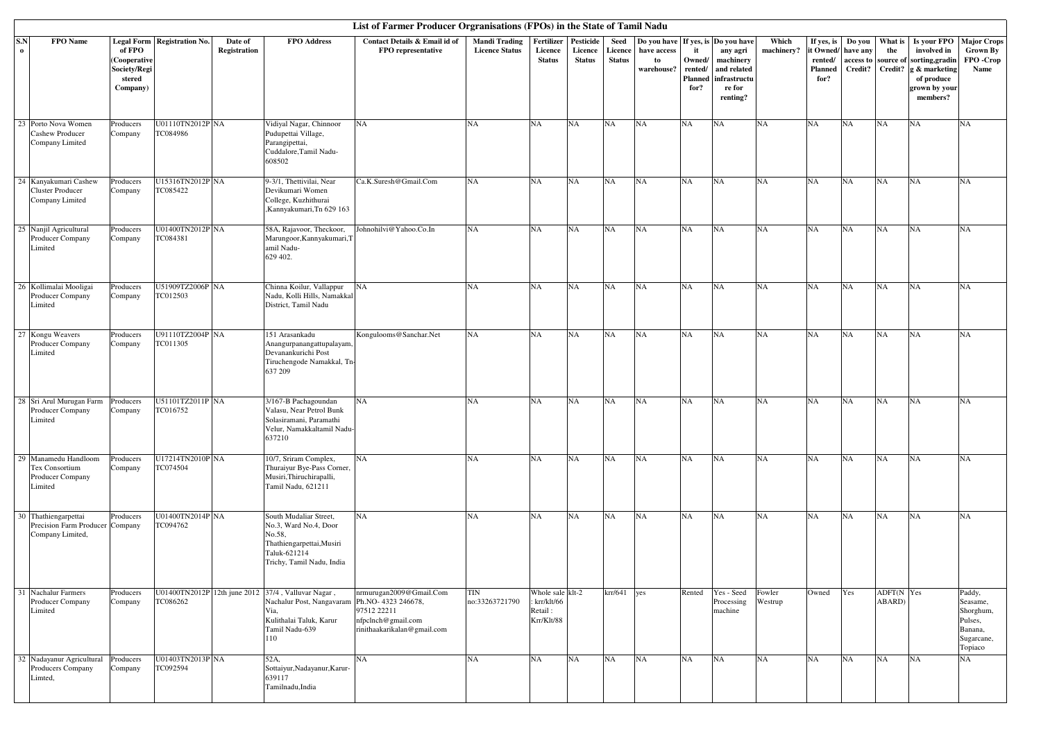# List of Farmer Producer Orgranisations (FPOs) in the State of Tamil Nadu

| S.No | FPO Name | Legal Form of FPO (Cooperative Society/Registered Company) | Registration No. | Date of Registration | FPO Address | Contact Details & Email id of FPO representative | Mandi Trading Licence Status | Fertilizer Licence Status | Pesticide Licence Status | Seed Licence Status | Do you have have access to warehouse? | If yes, is it Owned/ rented/ Planned for? | Do you have any agri machinery and related infrastructure for renting? | Which machinery? | If yes, is it Owned/ rented/ Planned for? | Do you have any access to Credit? | What is the source of Credit? | Is your FPO involved in sorting,grading & marketing of produce grown by your members? | Major Crops Grown By FPO -Crop Name |
|---|---|---|---|---|---|---|---|---|---|---|---|---|---|---|---|---|---|---|---|
| 23 | Porto Nova Women Cashew Producer Company Limited | Producers Company | U01110TN2012PTC084986 | NA | Vidiyal Nagar, Chinnoor Pudupettai Village, Parangipettai, Cuddalore,Tamil Nadu-608502 | NA | NA | NA | NA | NA | NA | NA | NA | NA | NA | NA | NA | NA | NA |
| 24 | Kanyakumari Cashew Cluster Producer Company Limited | Producers Company | U15316TN2012PTC085422 | NA | 9-3/1, Thettivilai, Near Devikumari Women College, Kuzhithurai ,Kannyakumari,Tn 629 163 | Ca.K.Suresh@Gmail.Com | NA | NA | NA | NA | NA | NA | NA | NA | NA | NA | NA | NA | NA | NA |
| 25 | Nanjil Agricultural Producer Company Limited | Producers Company | U01400TN2012PTC084381 | NA | 58A, Rajavoor, Theckoor, Marungoor,Kannyakumari,Tamil Nadu-629 402. | Johnohilvi@Yahoo.Co.In | NA | NA | NA | NA | NA | NA | NA | NA | NA | NA | NA | NA | NA | NA |
| 26 | Kollimalai Mooligai Producer Company Limited | Producers Company | U51909TZ2006PTC012503 | NA | Chinna Koilur, Vallappur Nadu, Kolli Hills, Namakkal District, Tamil Nadu | NA | NA | NA | NA | NA | NA | NA | NA | NA | NA | NA | NA | NA | NA |
| 27 | Kongu Weavers Producer Company Limited | Producers Company | U91110TZ2004PTC011305 | NA | 151 Arasankadu Anangurpanangattupalayam, Devanankurichi Post Tiruchengode Namakkal, Tn-637 209 | Kongulooms@Sanchar.Net | NA | NA | NA | NA | NA | NA | NA | NA | NA | NA | NA | NA | NA | NA |
| 28 | Sri Arul Murugan Farm Producer Company Limited | Producers Company | U51101TZ2011PTC016752 | NA | 3/167-B Pachagoundan Valasu, Near Petrol Bunk Solasiramani, Paramathi Velur, Namakkaltamil Nadu-637210 | NA | NA | NA | NA | NA | NA | NA | NA | NA | NA | NA | NA | NA | NA |
| 29 | Manamedu Handloom Tex Consortium Producer Company Limited | Producers Company | U17214TN2010PTC074504 | NA | 10/7, Sriram Complex, Thuraiyur Bye-Pass Corner, Musiri,Thiruchirapalli, Tamil Nadu, 621211 | NA | NA | NA | NA | NA | NA | NA | NA | NA | NA | NA | NA | NA | NA |
| 30 | Thathiengarpettai Precision Farm Producer Company Limited, | Producers Company | U01400TN2014PTC094762 | NA | South Mudaliar Street, No.3, Ward No.4, Door No.58, Thathiengarpettai,Musiri Taluk-621214 Trichy, Tamil Nadu, India | NA | NA | NA | NA | NA | NA | NA | NA | NA | NA | NA | NA | NA | NA |
| 31 | Nachalur Farmers Producer Company Limited | Producers Company | U01400TN2012PTC086262 | 12th june 2012 | 37/4 , Valluvar Nagar , Nachalur Post, Nangavaram Via, Kulithalai Taluk, Karur Tamil Nadu-639 110 | nrmurugan2009@Gmail.Com Ph.NO- 4323 246678, 97512 22211 nfpclnch@gmail.com rinithaakarikalan@gmail.com | TIN no:33263721790 | Whole sale : krr/klt/66 Retail : Krr/Klt/88 | klt-2 | krr/641 | yes | Rented | Yes - Seed Processing machine | Fowler Westrup | Owned | Yes | ADFT(NABARD) | Yes | Paddy, Seasame, Shorghum, Pulses, Banana, Sugarcane, Topiaco |
| 32 | Nadayanur Agricultural Producers Company Limted, | Producers Company | U01403TN2013PTC092594 | NA | 52A, Sottaiyur,Nadayanur,Karur-639117 Tamilnadu,India | NA | NA | NA | NA | NA | NA | NA | NA | NA | NA | NA | NA | NA | NA |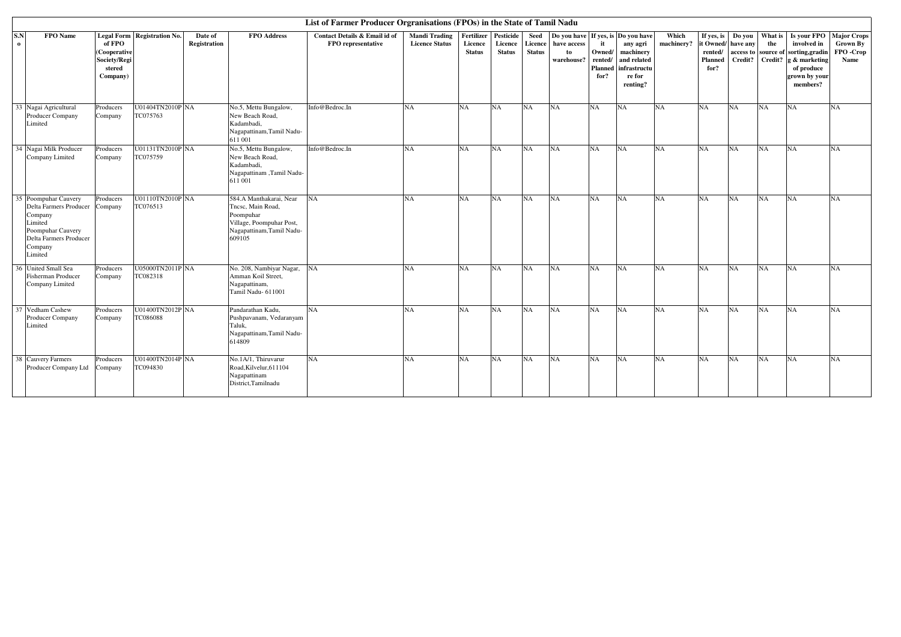# List of Farmer Producer Orgranisations (FPOs) in the State of Tamil Nadu

| S.No | FPO Name | Legal Form of FPO (Cooperative Society/Registered Company) | Registration No. | Date of Registration | FPO Address | Contact Details & Email id of FPO representative | Mandi Trading Licence Status | Fertilizer Licence Status | Pesticide Licence Status | Seed Licence Status | Do you have access to warehouse? | If yes, is it Owned/ rented/ Planned for? | Do you have any agri machinery and related infrastructure for renting? | Which machinery? | If yes, is it Owned/ rented/ Planned for? | Do you have any access to Credit? | What is the source of Credit? | Is your FPO involved in sorting,grading & marketing of produce grown by your members? | Major Crops Grown By FPO -Crop Name |
|---|---|---|---|---|---|---|---|---|---|---|---|---|---|---|---|---|---|---|---|
| 33 | Nagai Agricultural Producer Company Limited | Producers Company | U01404TN2010PTC075763 | NA | No.5, Mettu Bungalow, New Beach Road, Kadambadi, Nagapattinam,Tamil Nadu-611 001 | Info@Bedroc.In | NA | NA | NA | NA | NA | NA | NA | NA | NA | NA | NA | NA | NA |
| 34 | Nagai Milk Producer Company Limited | Producers Company | U01131TN2010PTC075759 | NA | No.5, Mettu Bungalow, New Beach Road, Kadambadi, Nagapattinam ,Tamil Nadu-611 001 | Info@Bedroc.In | NA | NA | NA | NA | NA | NA | NA | NA | NA | NA | NA | NA | NA |
| 35 | Poompuhar Cauvery Delta Farmers Producer Company Limited Poompuhar Cauvery Delta Farmers Producer Company Limited | Producers Company | U01110TN2010PTC076513 | NA | 584.A Manthakarai, Near Tncsc, Main Road, Poompuhar Village, Poompuhar Post, Nagapattinam,Tamil Nadu-609105 | NA | NA | NA | NA | NA | NA | NA | NA | NA | NA | NA | NA | NA | NA |
| 36 | United Small Sea Fisherman Producer Company Limited | Producers Company | U05000TN2011PTC082318 | NA | No. 208, Nambiyar Nagar, Amman Koil Street, Nagapattinam, Tamil Nadu- 611001 | NA | NA | NA | NA | NA | NA | NA | NA | NA | NA | NA | NA | NA | NA |
| 37 | Vedham Cashew Producer Company Limited | Producers Company | U01400TN2012PTC086088 | NA | Pandarathan Kadu, Pushpavanam, Vedaranyam Taluk, Nagapattinam,Tamil Nadu-614809 | NA | NA | NA | NA | NA | NA | NA | NA | NA | NA | NA | NA | NA | NA |
| 38 | Cauvery Farmers Producer Company Ltd | Producers Company | U01400TN2014PTC094830 | NA | No.1A/1, Thiruvarur Road,Kilvelur,611104 Nagapattinam District,Tamilnadu | NA | NA | NA | NA | NA | NA | NA | NA | NA | NA | NA | NA | NA | NA |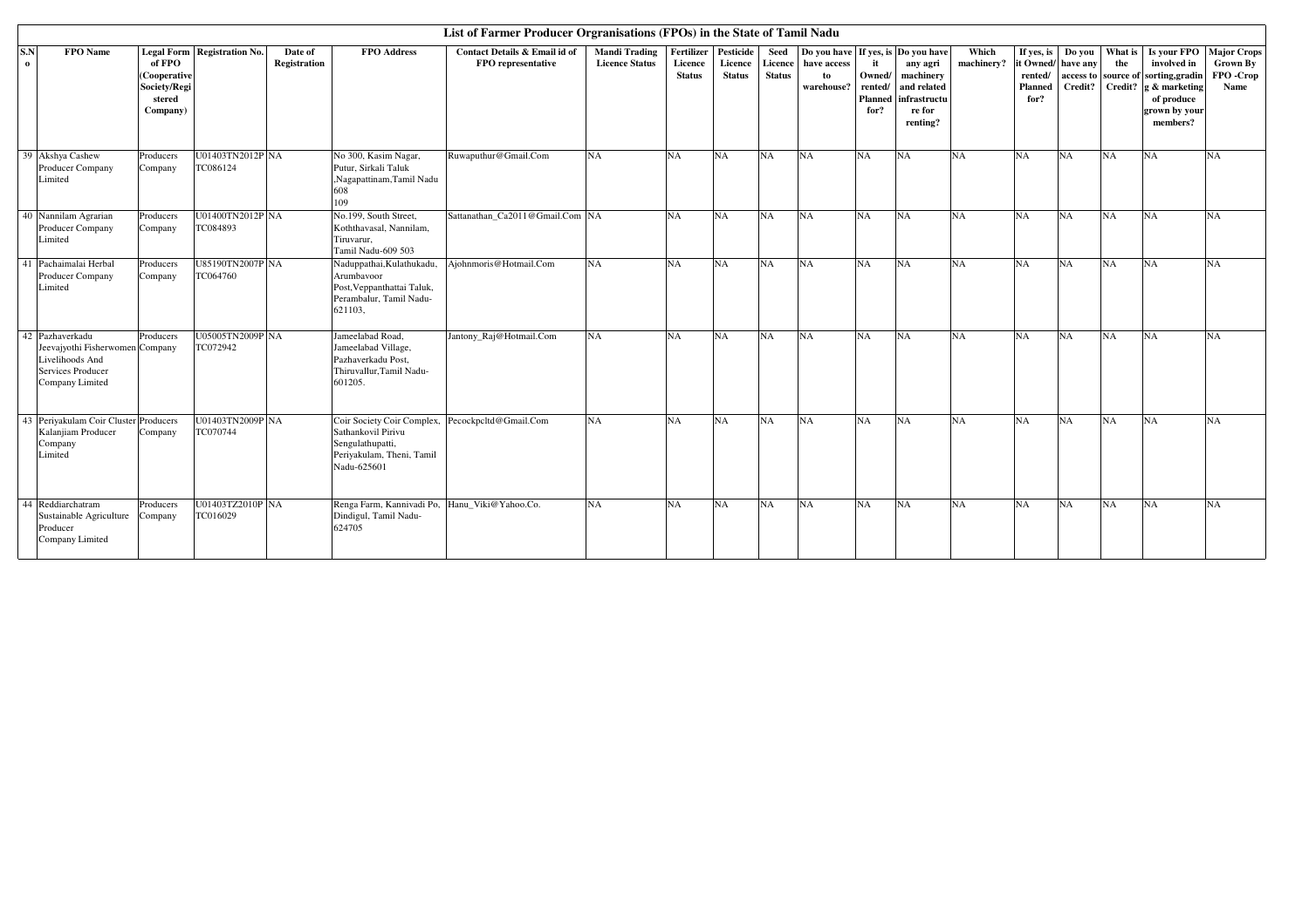# List of Farmer Producer Orgranisations (FPOs) in the State of Tamil Nadu

| S.No | FPO Name | Legal Form of FPO (Cooperative Society/Registered Company) | Registration No. | Date of Registration | FPO Address | Contact Details & Email id of FPO representative | Mandi Trading Licence Status | Fertilizer Licence Status | Pesticide Licence Status | Seed Licence Status | Do you have have access to warehouse? | If yes, is it Owned/ rented/ Planned for? | Do you have any agri machinery and related infrastructure for renting? | Which machinery? | If yes, is it Owned/ rented/ Planned for? | Do you have any access to Credit? | What is the source of Credit? | Is your FPO involved in sorting,grading & marketing of produce grown by your members? | Major Crops Grown By FPO -Crop Name |
|---|---|---|---|---|---|---|---|---|---|---|---|---|---|---|---|---|---|---|---|
| 39 | Akshya Cashew Producer Company Limited | Producers Company | U01403TN2012PTC086124 | NA | No 300, Kasim Nagar, Putur, Sirkali Taluk ,Nagapattinam,Tamil Nadu 608 109 | Ruwaputhur@Gmail.Com | NA | NA | NA | NA | NA | NA | NA | NA | NA | NA | NA | NA | NA |
| 40 | Nannilam Agrarian Producer Company Limited | Producers Company | U01400TN2012PTC084893 | NA | No.199, South Street, Koththavasal, Nannilam, Tiruvarur, Tamil Nadu-609 503 | Sattanathan_Ca2011@Gmail.Com | NA | NA | NA | NA | NA | NA | NA | NA | NA | NA | NA | NA | NA |
| 41 | Pachaimalai Herbal Producer Company Limited | Producers Company | U85190TN2007PTC064760 | NA | Naduppathai,Kulathukadu, Arumbavoor Post,Veppanthattai Taluk, Perambalur, Tamil Nadu-621103, | Ajohnmoris@Hotmail.Com | NA | NA | NA | NA | NA | NA | NA | NA | NA | NA | NA | NA | NA |
| 42 | Pazhaverkadu Jeevajyothi Fisherwomen Livelihoods And Services Producer Company Limited | Producers Company | U05005TN2009PTC072942 | NA | Jameelabad Road, Jameelabad Village, Pazhaverkadu Post, Thiruvallur,Tamil Nadu-601205. | Jantony_Raj@Hotmail.Com | NA | NA | NA | NA | NA | NA | NA | NA | NA | NA | NA | NA | NA |
| 43 | Periyakulam Coir Cluster Kalanjiam Producer Company Limited | Producers Company | U01403TN2009PTC070744 | NA | Coir Society Coir Complex, Sathankovil Pirivu Sengulathupatti, Periyakulam, Theni, Tamil Nadu-625601 | Pecockpcltd@Gmail.Com | NA | NA | NA | NA | NA | NA | NA | NA | NA | NA | NA | NA | NA |
| 44 | Reddiarchatram Sustainable Agriculture Producer Company Limited | Producers Company | U01403TZ2010PTC016029 | NA | Renga Farm, Kannivadi Po, Dindigul, Tamil Nadu-624705 | Hanu_Viki@Yahoo.Co. | NA | NA | NA | NA | NA | NA | NA | NA | NA | NA | NA | NA | NA |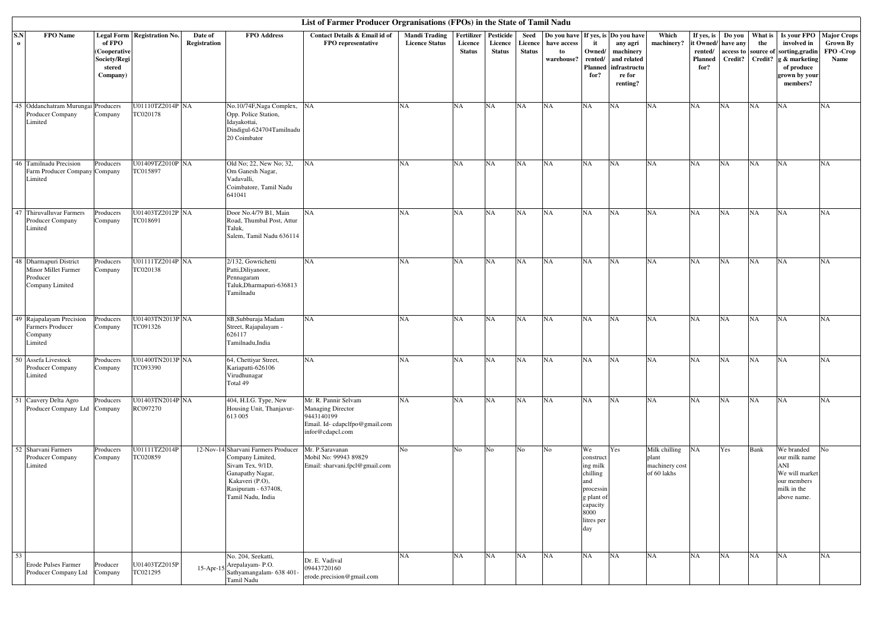# List of Farmer Producer Orgranisations (FPOs) in the State of Tamil Nadu

| S.No | FPO Name | Legal Form of FPO (Cooperative Society/Registered Company) | Registration No. | Date of Registration | FPO Address | Contact Details & Email id of FPO representative | Mandi Trading Licence Status | Fertilizer Licence Status | Pesticide Licence Status | Seed Licence Status | Do you have have access to warehouse? | If yes, is it Owned/ rented/ Planned for? | Do you have any agri machinery and related infrastructure for renting? | Which machinery? | If yes, is it Owned/ rented/ Planned for? | Do you have any access to Credit? | What is the source of Credit? | Is your FPO involved in sorting,grading & marketing of produce grown by your members? | Major Crops Grown By FPO -Crop Name |
|---|---|---|---|---|---|---|---|---|---|---|---|---|---|---|---|---|---|---|---|
| 45 | Oddanchatram Murungai Producer Company Limited | Producers Company | U01110TZ2014P TC020178 | NA | No.10/74F,Naga Complex, Opp. Police Station, Idayakottai, Dindigul-624704Tamilnadu 20 Coimbator | NA | NA | NA | NA | NA | NA | NA | NA | NA | NA | NA | NA | NA | NA |
| 46 | Tamilnadu Precision Farm Producer Company Limited | Producers Company | U01409TZ2010P TC015897 | NA | Old No; 22, New No; 32, Om Ganesh Nagar, Vadavalli, Coimbatore, Tamil Nadu 641041 | NA | NA | NA | NA | NA | NA | NA | NA | NA | NA | NA | NA | NA | NA |
| 47 | Thiruvalluvar Farmers Producer Company Limited | Producers Company | U01403TZ2012P TC018691 | NA | Door No.4/79 B1, Main Road, Thumbal Post, Attur Taluk, Salem, Tamil Nadu 636114 | NA | NA | NA | NA | NA | NA | NA | NA | NA | NA | NA | NA | NA | NA |
| 48 | Dharmapuri District Minor Millet Farmer Producer Company Limited | Producers Company | U01111TZ2014P TC020138 | NA | 2/132, Gowrichetti Patti,Diliyanoor, Pennagaram Taluk,Dharmapuri-636813 Tamilnadu | NA | NA | NA | NA | NA | NA | NA | NA | NA | NA | NA | NA | NA | NA |
| 49 | Rajapalayam Precision Farmers Producer Company Limited | Producers Company | U01403TN2013P TC091326 | NA | 8B,Subburaja Madam Street, Rajapalayam - 626117 Tamilnadu,India | NA | NA | NA | NA | NA | NA | NA | NA | NA | NA | NA | NA | NA | NA |
| 50 | Assefa Livestock Producer Company Limited | Producers Company | U01400TN2013P TC093390 | NA | 64, Chettiyar Street, Kariapatti-626106 Virudhunagar Total 49 | NA | NA | NA | NA | NA | NA | NA | NA | NA | NA | NA | NA | NA | NA |
| 51 | Cauvery Delta Agro Producer Company Ltd | Producers Company | U01403TN2014P RC097270 | NA | 404, H.I.G. Type, New Housing Unit, Thanjavur-613 005 | Mr. R. Pannir Selvam Managing Director 9443140199 Email. Id- cdapclfpo@gmail.com infor@cdapcl.com | NA | NA | NA | NA | NA | NA | NA | NA | NA | NA | NA | NA | NA |
| 52 | Sharvani Farmers Producer Company Limited | Producers Company | U01111TZ2014P TC020859 | 12-Nov-14 | Sharvani Farmers Producer Company Limited, Sivam Tex, 9/1D, Ganapathy Nagar, Kakaveri (P.O), Rasipuram - 637408, Tamil Nadu, India | Mr. P.Saravanan Mobil No: 99943 89829 Email: sharvani.fpcl@gmail.com | No | No | No | No | No | We construct ing milk chilling and processin g plant of capacity 8000 litres per day | Yes | Milk chilling plant machinery cost of 60 lakhs | NA | Yes | Bank | We branded our milk name ANI We will market our members milk in the above name. | No |
| 53 | Erode Pulses Farmer Producer Company Ltd | Producer Company | U01403TZ2015P TC021295 | 15-Apr-15 | No. 204, Seekatti, Arepalayam- P.O. Sathyamangalam- 638 401- Tamil Nadu | Dr. E. Vadival 09443720160 erode.precision@gmail.com | NA | NA | NA | NA | NA | NA | NA | NA | NA | NA | NA | NA | NA |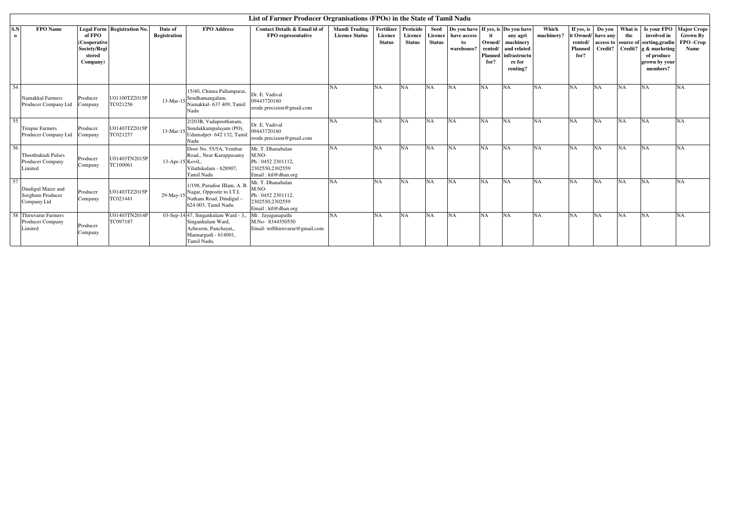# List of Farmer Producer Orgranisations (FPOs) in the State of Tamil Nadu

| S.No | FPO Name | Legal Form of FPO (Cooperative Society/Registered Company) | Registration No. | Date of Registration | FPO Address | Contact Details & Email id of FPO representative | Mandi Trading Licence Status | Fertilizer Licence Status | Pesticide Licence Status | Seed Licence Status | Do you have access to warehouse? | If yes, is it Owned/ rented/ Planned for? | Do you have any agri machinery and related infrastructure for renting? | Which machinery? | If yes, is it Owned/ rented/ Planned for? | Do you have any access to Credit? | What is the source of Credit? | Is your FPO involved in sorting,grading & marketing of produce grown by your members? | Major Crops Grown By FPO -Crop Name |
|---|---|---|---|---|---|---|---|---|---|---|---|---|---|---|---|---|---|---|---|
| 54 | Namakkal Farmers Producer Company Ltd | Producer Company | U01100TZ2015PTC021256 | 13-Mar-15 | 15/40, Chinna Pallamparai, Sendhamangalam, Namakkal- 637 409, Tamil Nadu | Dr. E. Vadival 09443720160 erode.precision@gmail.com | NA | NA | NA | NA | NA | NA | NA | NA | NA | NA | NA | NA | NA |
| 55 | Tirupur Farmers Producer Company Ltd | Producer Company | U01403TZ2015PTC021257 | 13-Mar-15 | 2/203B, Vadapoothanam, Sundakkampalayam (PO), Udumalpet- 642 132, Tamil Nadu | Dr. E. Vadival 09443720160 erode.precision@gmail.com | NA | NA | NA | NA | NA | NA | NA | NA | NA | NA | NA | NA | NA |
| 56 | Thoothukudi Pulses Producer Company Limited | Producer Company | U01403TN2015PTC100061 | 13-Apr-15 | Door No. 55/5A, Vembar Road,, Near Karuppasamy Kovil,, Vilathikulam - 628907, Tamil Nadu | Mr. T. Dhanabalan M.NO- Ph : 0452 2301112, 2302550,2302559 Email : ktl@dhan.org | NA | NA | NA | NA | NA | NA | NA | NA | NA | NA | NA | NA | NA |
| 57 | Dindigul Maize and Sorghum Producer Company Ltd | Producer Company | U01403TZ2015PTC021441 | 29-May-15 | 1/198, Paradise IIIam, A. B. Nagar, Opposite to I.T.I. Natham Road, Dindigul – 624 003, Tamil Nadu. | Mr. T. Dhanabalan M.NO- Ph : 0452 2301112, 2302550,2302559 Email : ktl@dhan.org | NA | NA | NA | NA | NA | NA | NA | NA | NA | NA | NA | NA | NA |
| 58 | Thiruvarur Farmers Producer Company Limited | Producer Company | U01403TN2014PTC097187 | 03-Sep-14 | 47, Singankulam Ward - 3,, Singankulam Ward, Azhezem, Panchayat,, Mannargudi - 614001, Tamil Nadu, | Mr. Jayaganapathi M.No- 8344550550 Email- toffthiruvarur@gmail.com | NA | NA | NA | NA | NA | NA | NA | NA | NA | NA | NA | NA | NA |